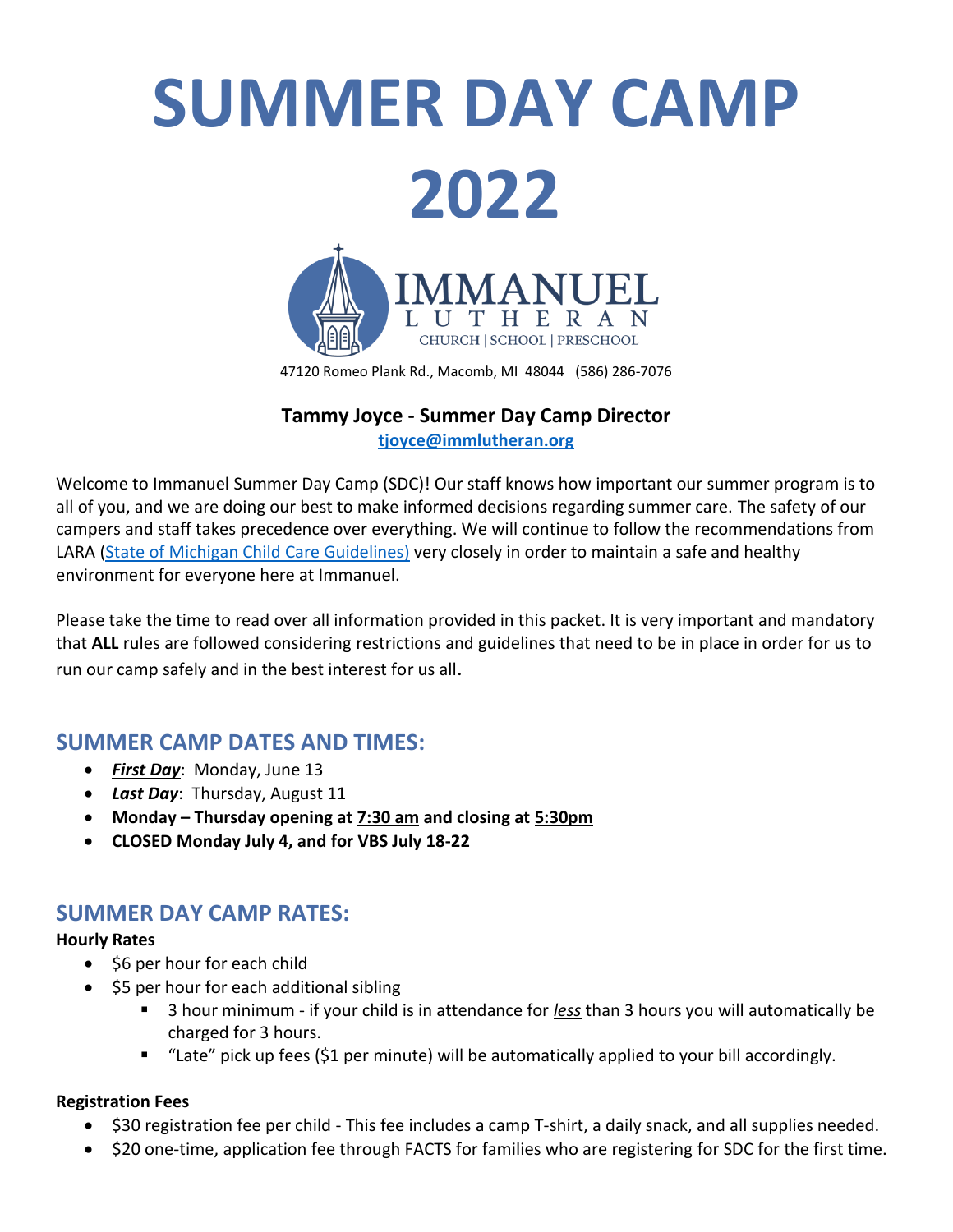# SUMMER DAY CAMP 2022

IMMANUEL LUTHERAN

CHURCH | SCHOOL | PRESCHOOL

47120 Romeo Plank Rd., Macomb, MI 48044 (586) 286-7076

**Tammy Joyce - Summer Day Camp Director**

**tjoyce@immlutheran.org**

Welcome to Immanuel Summer Day Camp (SDC)! Our staff knows how important our summer program is to all of you, and we are doing our best to make informed decisions regarding summer care. The safety of our campers and staff takes precedence over everything. We will continue to follow the recommendations from LARA (State of Michigan Child Care Guidelines) very closely in order to maintain a safe and healthy environment for everyone here at Immanuel.

Please take the time to read over all information provided in this packet. It is very important and mandatory that **ALL** rules are followed considering restrictions and guidelines that need to be in place in order for us to run our camp safely and in the best interest for us all.

## SUMMER CAMP DATES AND TIMES:

- ***First Day***: Monday, June 13
- ***Last Day***: Thursday, August 11
- **Monday – Thursday opening at 7:30 am and closing at 5:30pm**
- **CLOSED Monday July 4, and for VBS July 18-22**

## SUMMER DAY CAMP RATES:

**Hourly Rates**

- $6 per hour for each child
- $5 per hour for each additional sibling
  - 3 hour minimum - if your child is in attendance for *less* than 3 hours you will automatically be charged for 3 hours.
  - "Late" pick up fees ($1 per minute) will be automatically applied to your bill accordingly.

**Registration Fees**

- $30 registration fee per child - This fee includes a camp T-shirt, a daily snack, and all supplies needed.
- $20 one-time, application fee through FACTS for families who are registering for SDC for the first time.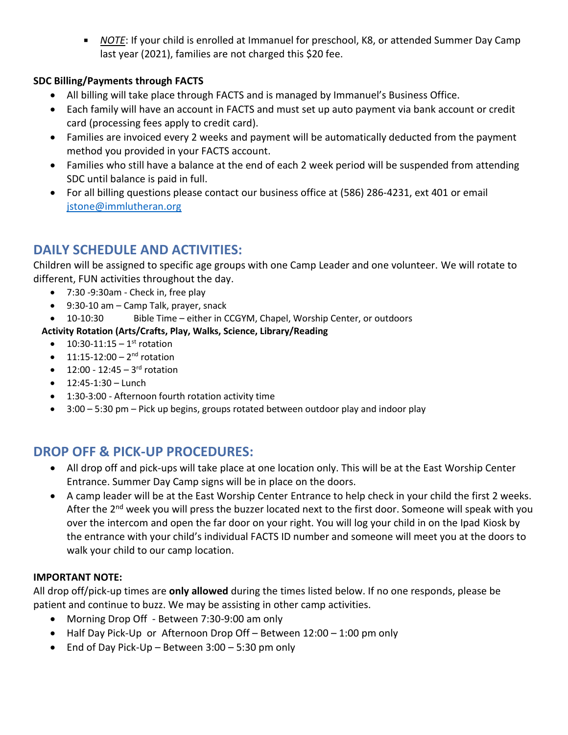- *NOTE*: If your child is enrolled at Immanuel for preschool, K8, or attended Summer Day Camp last year (2021), families are not charged this $20 fee.

**SDC Billing/Payments through FACTS**

- All billing will take place through FACTS and is managed by Immanuel's Business Office.
- Each family will have an account in FACTS and must set up auto payment via bank account or credit card (processing fees apply to credit card).
- Families are invoiced every 2 weeks and payment will be automatically deducted from the payment method you provided in your FACTS account.
- Families who still have a balance at the end of each 2 week period will be suspended from attending SDC until balance is paid in full.
- For all billing questions please contact our business office at (586) 286-4231, ext 401 or email jstone@immlutheran.org

## DAILY SCHEDULE AND ACTIVITIES:

Children will be assigned to specific age groups with one Camp Leader and one volunteer. We will rotate to different, FUN activities throughout the day.

- 7:30 -9:30am - Check in, free play
- 9:30-10 am – Camp Talk, prayer, snack
- 10-10:30 Bible Time – either in CCGYM, Chapel, Worship Center, or outdoors

**Activity Rotation (Arts/Crafts, Play, Walks, Science, Library/Reading**

- 10:30-11:15 – 1st rotation
- 11:15-12:00 – 2nd rotation
- 12:00 - 12:45 – 3rd rotation
- 12:45-1:30 – Lunch
- 1:30-3:00 - Afternoon fourth rotation activity time
- 3:00 – 5:30 pm – Pick up begins, groups rotated between outdoor play and indoor play

## DROP OFF & PICK-UP PROCEDURES:

- All drop off and pick-ups will take place at one location only. This will be at the East Worship Center Entrance. Summer Day Camp signs will be in place on the doors.
- A camp leader will be at the East Worship Center Entrance to help check in your child the first 2 weeks. After the 2nd week you will press the buzzer located next to the first door. Someone will speak with you over the intercom and open the far door on your right. You will log your child in on the Ipad Kiosk by the entrance with your child's individual FACTS ID number and someone will meet you at the doors to walk your child to our camp location.

**IMPORTANT NOTE:**

All drop off/pick-up times are **only allowed** during the times listed below. If no one responds, please be patient and continue to buzz. We may be assisting in other camp activities.

- Morning Drop Off - Between 7:30-9:00 am only
- Half Day Pick-Up or Afternoon Drop Off – Between 12:00 – 1:00 pm only
- End of Day Pick-Up – Between 3:00 – 5:30 pm only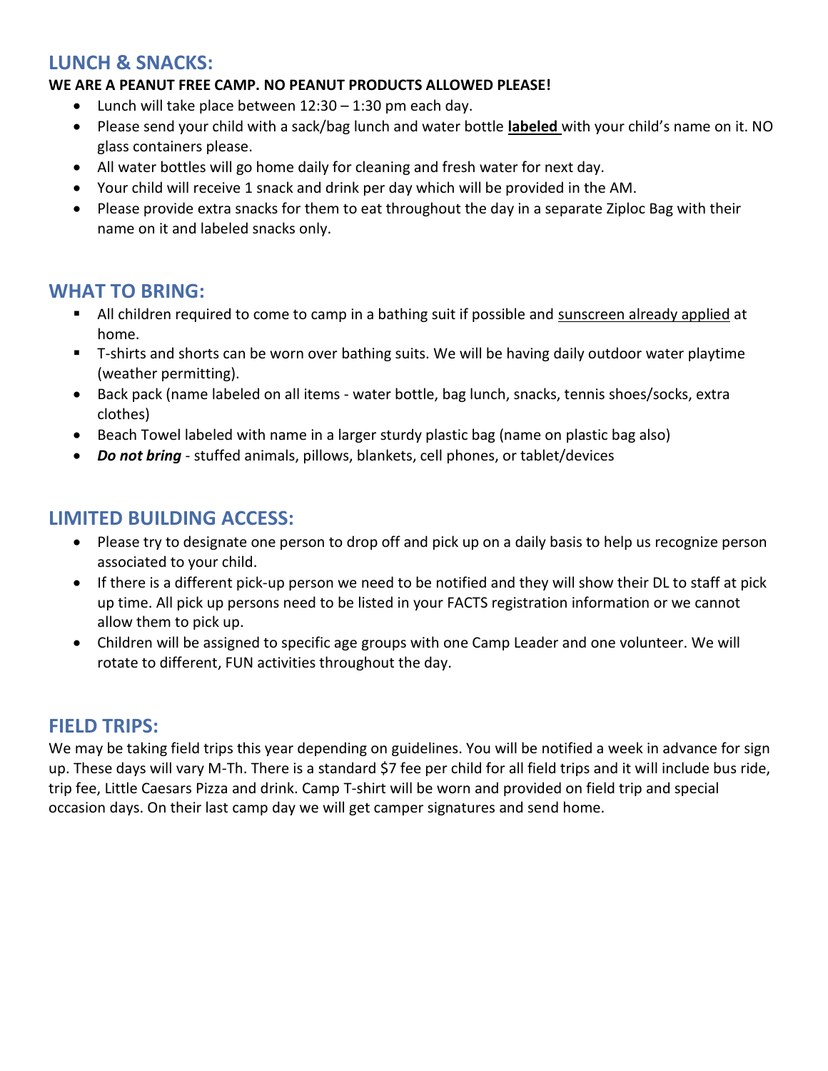## LUNCH & SNACKS:

**WE ARE A PEANUT FREE CAMP. NO PEANUT PRODUCTS ALLOWED PLEASE!**

- Lunch will take place between 12:30 – 1:30 pm each day.
- Please send your child with a sack/bag lunch and water bottle **labeled** with your child's name on it. NO glass containers please.
- All water bottles will go home daily for cleaning and fresh water for next day.
- Your child will receive 1 snack and drink per day which will be provided in the AM.
- Please provide extra snacks for them to eat throughout the day in a separate Ziploc Bag with their name on it and labeled snacks only.

## WHAT TO BRING:

- All children required to come to camp in a bathing suit if possible and sunscreen already applied at home.
- T-shirts and shorts can be worn over bathing suits. We will be having daily outdoor water playtime (weather permitting).
- Back pack (name labeled on all items - water bottle, bag lunch, snacks, tennis shoes/socks, extra clothes)
- Beach Towel labeled with name in a larger sturdy plastic bag (name on plastic bag also)
- ***Do not bring*** - stuffed animals, pillows, blankets, cell phones, or tablet/devices

## LIMITED BUILDING ACCESS:

- Please try to designate one person to drop off and pick up on a daily basis to help us recognize person associated to your child.
- If there is a different pick-up person we need to be notified and they will show their DL to staff at pick up time. All pick up persons need to be listed in your FACTS registration information or we cannot allow them to pick up.
- Children will be assigned to specific age groups with one Camp Leader and one volunteer. We will rotate to different, FUN activities throughout the day.

## FIELD TRIPS:

We may be taking field trips this year depending on guidelines. You will be notified a week in advance for sign up. These days will vary M-Th. There is a standard $7 fee per child for all field trips and it will include bus ride, trip fee, Little Caesars Pizza and drink. Camp T-shirt will be worn and provided on field trip and special occasion days. On their last camp day we will get camper signatures and send home.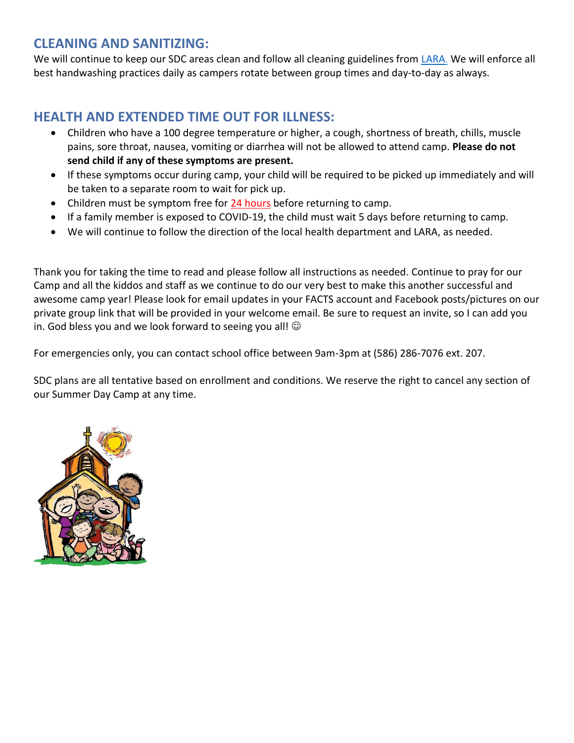## CLEANING AND SANITIZING:

We will continue to keep our SDC areas clean and follow all cleaning guidelines from LARA. We will enforce all best handwashing practices daily as campers rotate between group times and day-to-day as always.

## HEALTH AND EXTENDED TIME OUT FOR ILLNESS:

- Children who have a 100 degree temperature or higher, a cough, shortness of breath, chills, muscle pains, sore throat, nausea, vomiting or diarrhea will not be allowed to attend camp. **Please do not send child if any of these symptoms are present.**
- If these symptoms occur during camp, your child will be required to be picked up immediately and will be taken to a separate room to wait for pick up.
- Children must be symptom free for 24 hours before returning to camp.
- If a family member is exposed to COVID-19, the child must wait 5 days before returning to camp.
- We will continue to follow the direction of the local health department and LARA, as needed.

Thank you for taking the time to read and please follow all instructions as needed. Continue to pray for our Camp and all the kiddos and staff as we continue to do our very best to make this another successful and awesome camp year! Please look for email updates in your FACTS account and Facebook posts/pictures on our private group link that will be provided in your welcome email. Be sure to request an invite, so I can add you in. God bless you and we look forward to seeing you all! ☺

For emergencies only, you can contact school office between 9am-3pm at (586) 286-7076 ext. 207.

SDC plans are all tentative based on enrollment and conditions. We reserve the right to cancel any section of our Summer Day Camp at any time.